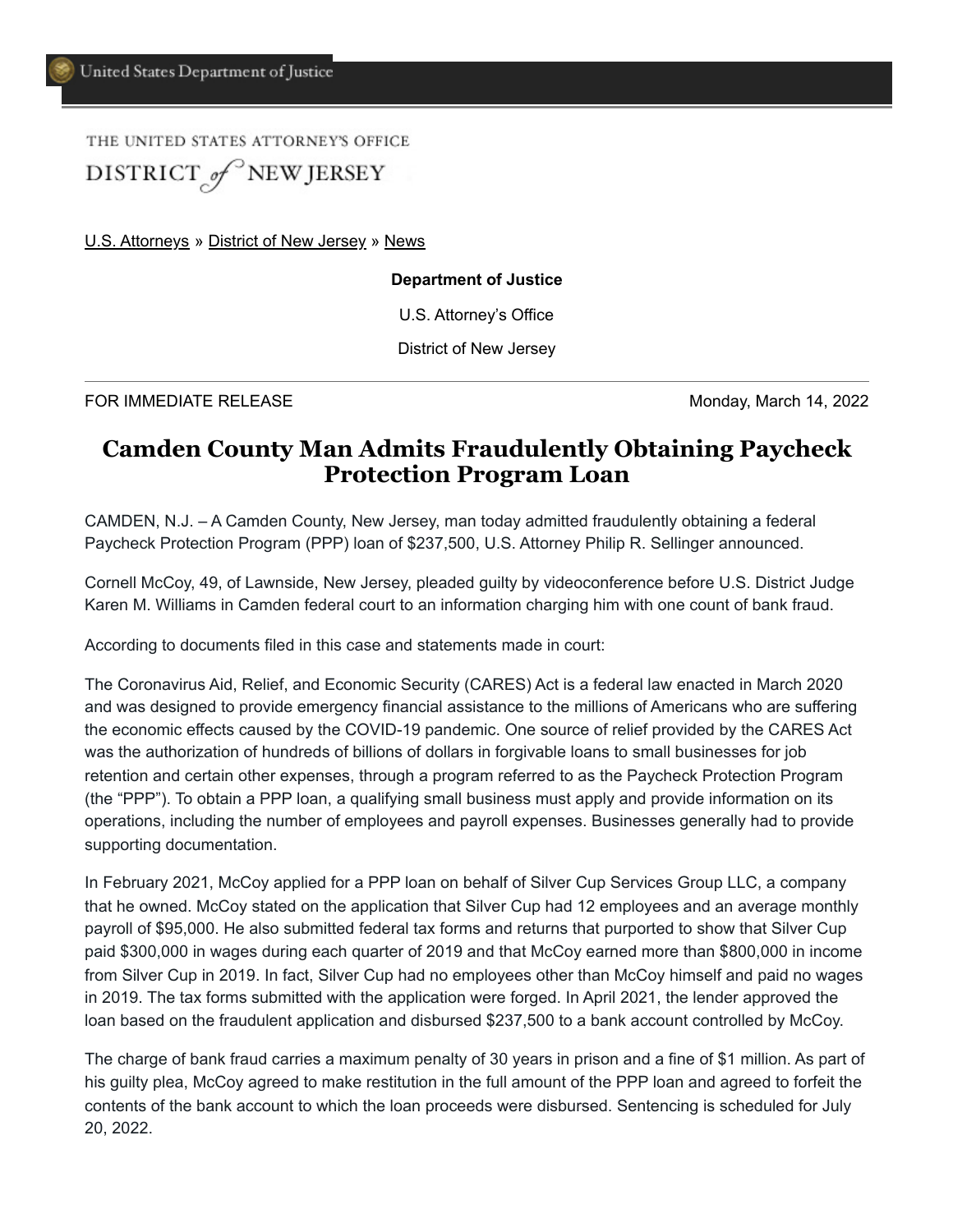United States Department of Justice

THE UNITED STATES ATTORNEY'S OFFICE

DISTRICT of NEW JERSEY

U.S. Attorneys » District of New Jersey » News

**Department of Justice**

U.S. Attorney's Office

District of New Jersey

---

FOR IMMEDIATE RELEASE Monday, March 14, 2022

# Camden County Man Admits Fraudulently Obtaining Paycheck Protection Program Loan

CAMDEN, N.J. – A Camden County, New Jersey, man today admitted fraudulently obtaining a federal Paycheck Protection Program (PPP) loan of $237,500, U.S. Attorney Philip R. Sellinger announced.

Cornell McCoy, 49, of Lawnside, New Jersey, pleaded guilty by videoconference before U.S. District Judge Karen M. Williams in Camden federal court to an information charging him with one count of bank fraud.

According to documents filed in this case and statements made in court:

The Coronavirus Aid, Relief, and Economic Security (CARES) Act is a federal law enacted in March 2020 and was designed to provide emergency financial assistance to the millions of Americans who are suffering the economic effects caused by the COVID-19 pandemic. One source of relief provided by the CARES Act was the authorization of hundreds of billions of dollars in forgivable loans to small businesses for job retention and certain other expenses, through a program referred to as the Paycheck Protection Program (the "PPP"). To obtain a PPP loan, a qualifying small business must apply and provide information on its operations, including the number of employees and payroll expenses. Businesses generally had to provide supporting documentation.

In February 2021, McCoy applied for a PPP loan on behalf of Silver Cup Services Group LLC, a company that he owned. McCoy stated on the application that Silver Cup had 12 employees and an average monthly payroll of $95,000. He also submitted federal tax forms and returns that purported to show that Silver Cup paid $300,000 in wages during each quarter of 2019 and that McCoy earned more than $800,000 in income from Silver Cup in 2019. In fact, Silver Cup had no employees other than McCoy himself and paid no wages in 2019. The tax forms submitted with the application were forged. In April 2021, the lender approved the loan based on the fraudulent application and disbursed $237,500 to a bank account controlled by McCoy.

The charge of bank fraud carries a maximum penalty of 30 years in prison and a fine of $1 million. As part of his guilty plea, McCoy agreed to make restitution in the full amount of the PPP loan and agreed to forfeit the contents of the bank account to which the loan proceeds were disbursed. Sentencing is scheduled for July 20, 2022.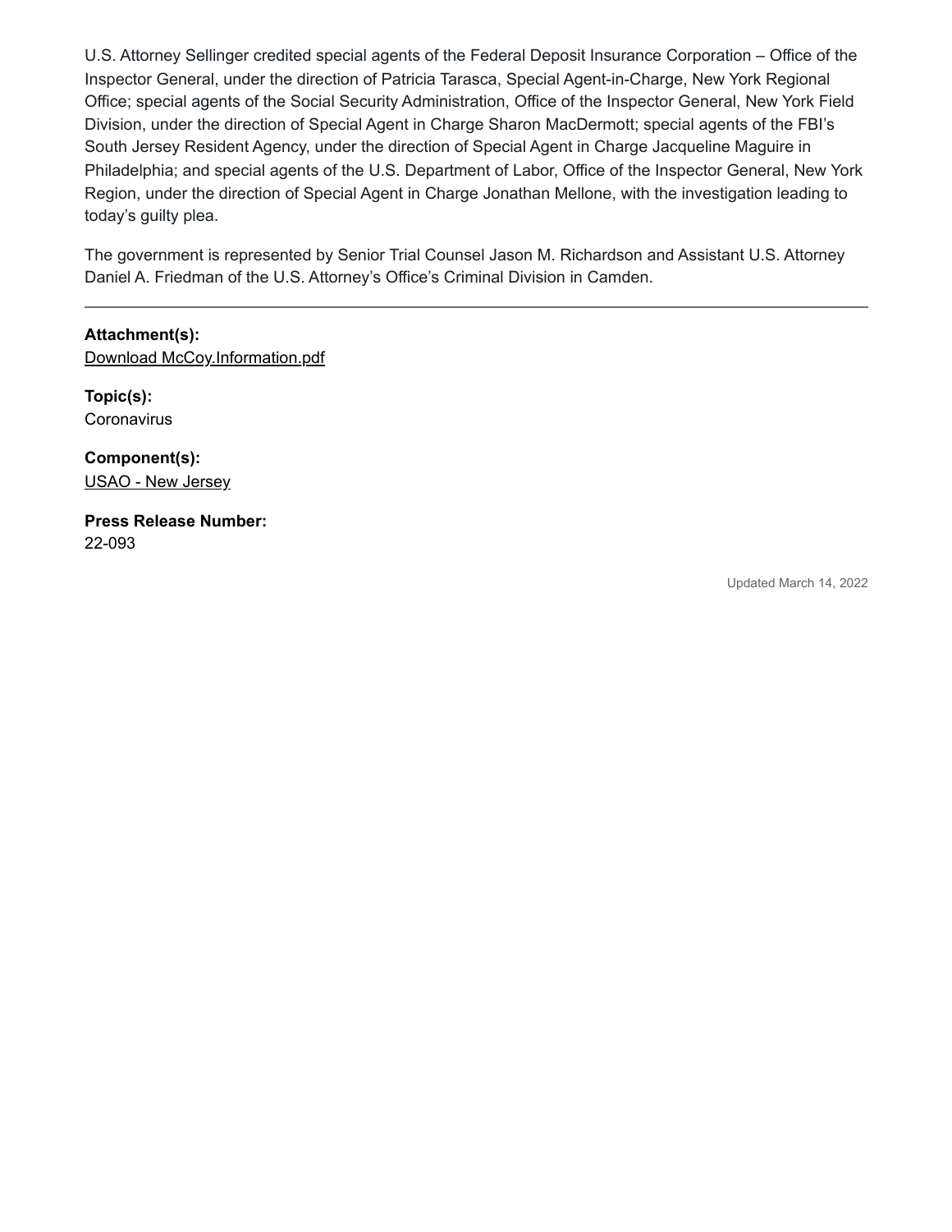U.S. Attorney Sellinger credited special agents of the Federal Deposit Insurance Corporation – Office of the Inspector General, under the direction of Patricia Tarasca, Special Agent-in-Charge, New York Regional Office; special agents of the Social Security Administration, Office of the Inspector General, New York Field Division, under the direction of Special Agent in Charge Sharon MacDermott; special agents of the FBI's South Jersey Resident Agency, under the direction of Special Agent in Charge Jacqueline Maguire in Philadelphia; and special agents of the U.S. Department of Labor, Office of the Inspector General, New York Region, under the direction of Special Agent in Charge Jonathan Mellone, with the investigation leading to today's guilty plea.

The government is represented by Senior Trial Counsel Jason M. Richardson and Assistant U.S. Attorney Daniel A. Friedman of the U.S. Attorney's Office's Criminal Division in Camden.

---

**Attachment(s):**
Download McCoy.Information.pdf

**Topic(s):**
Coronavirus

**Component(s):**
USAO - New Jersey

**Press Release Number:**
22-093

Updated March 14, 2022